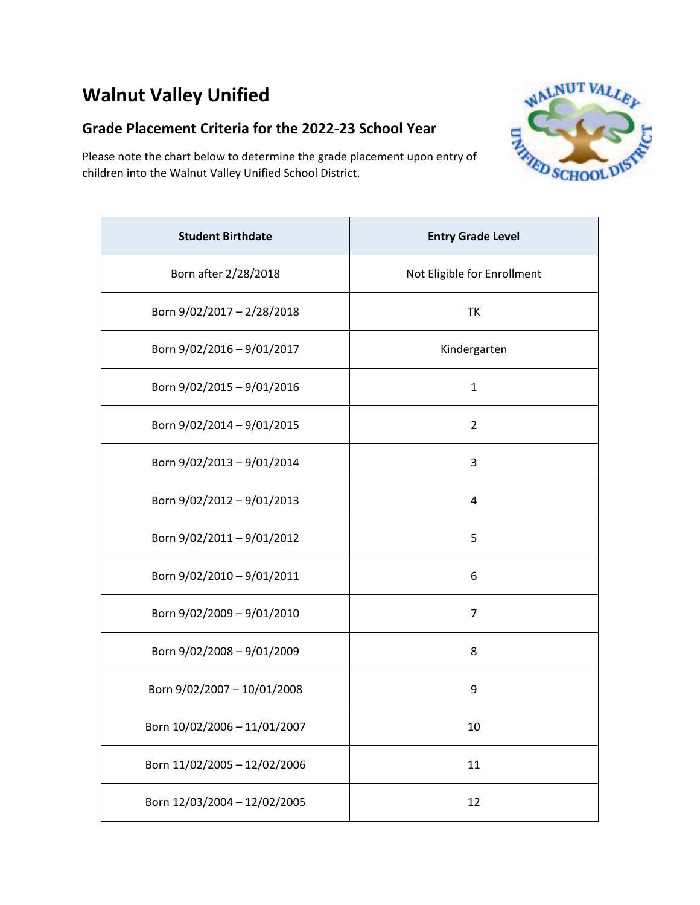# Walnut Valley Unified

## Grade Placement Criteria for the 2022-23 School Year

Please note the chart below to determine the grade placement upon entry of children into the Walnut Valley Unified School District.

| Student Birthdate | Entry Grade Level |
|---|---|
| Born after 2/28/2018 | Not Eligible for Enrollment |
| Born 9/02/2017 – 2/28/2018 | TK |
| Born 9/02/2016 – 9/01/2017 | Kindergarten |
| Born 9/02/2015 – 9/01/2016 | 1 |
| Born 9/02/2014 – 9/01/2015 | 2 |
| Born 9/02/2013 – 9/01/2014 | 3 |
| Born 9/02/2012 – 9/01/2013 | 4 |
| Born 9/02/2011 – 9/01/2012 | 5 |
| Born 9/02/2010 – 9/01/2011 | 6 |
| Born 9/02/2009 – 9/01/2010 | 7 |
| Born 9/02/2008 – 9/01/2009 | 8 |
| Born 9/02/2007 – 10/01/2008 | 9 |
| Born 10/02/2006 – 11/01/2007 | 10 |
| Born 11/02/2005 – 12/02/2006 | 11 |
| Born 12/03/2004 – 12/02/2005 | 12 |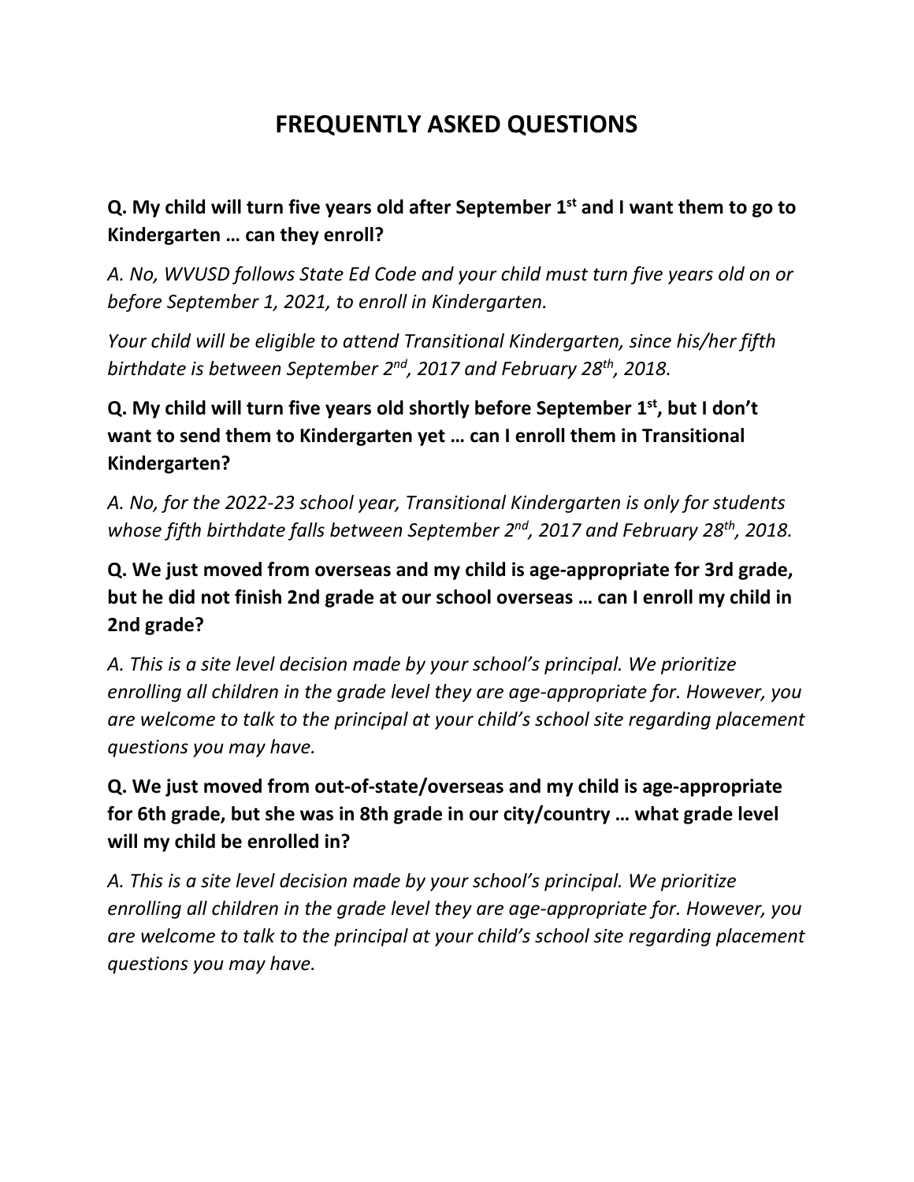# FREQUENTLY ASKED QUESTIONS

**Q. My child will turn five years old after September 1st and I want them to go to Kindergarten … can they enroll?**

*A. No, WVUSD follows State Ed Code and your child must turn five years old on or before September 1, 2021, to enroll in Kindergarten.*

*Your child will be eligible to attend Transitional Kindergarten, since his/her fifth birthdate is between September 2nd, 2017 and February 28th, 2018.*

**Q. My child will turn five years old shortly before September 1st, but I don't want to send them to Kindergarten yet … can I enroll them in Transitional Kindergarten?**

*A. No, for the 2022-23 school year, Transitional Kindergarten is only for students whose fifth birthdate falls between September 2nd, 2017 and February 28th, 2018.*

**Q. We just moved from overseas and my child is age-appropriate for 3rd grade, but he did not finish 2nd grade at our school overseas … can I enroll my child in 2nd grade?**

*A. This is a site level decision made by your school's principal. We prioritize enrolling all children in the grade level they are age-appropriate for. However, you are welcome to talk to the principal at your child's school site regarding placement questions you may have.*

**Q. We just moved from out-of-state/overseas and my child is age-appropriate for 6th grade, but she was in 8th grade in our city/country … what grade level will my child be enrolled in?**

*A. This is a site level decision made by your school's principal. We prioritize enrolling all children in the grade level they are age-appropriate for. However, you are welcome to talk to the principal at your child's school site regarding placement questions you may have.*